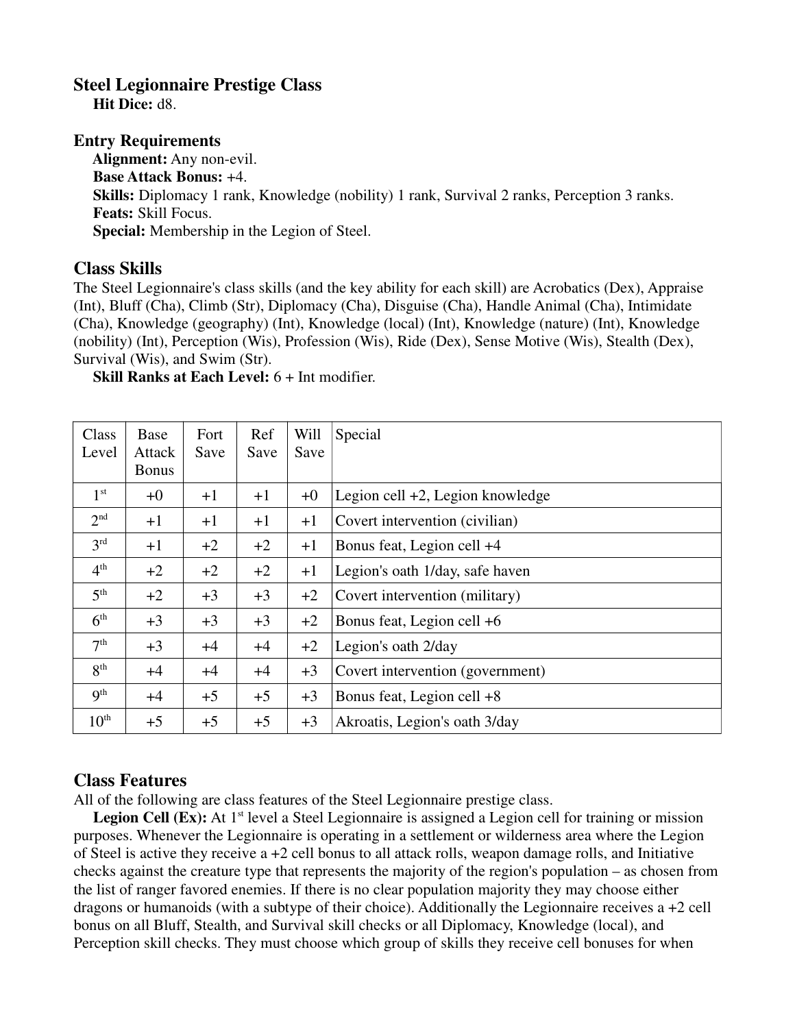## Steel Legionnaire Prestige Class

**Hit Dice:** d8.

### Entry Requirements

**Alignment:** Any non-evil.
**Base Attack Bonus:** +4.
**Skills:** Diplomacy 1 rank, Knowledge (nobility) 1 rank, Survival 2 ranks, Perception 3 ranks.
**Feats:** Skill Focus.
**Special:** Membership in the Legion of Steel.

## Class Skills

The Steel Legionnaire's class skills (and the key ability for each skill) are Acrobatics (Dex), Appraise (Int), Bluff (Cha), Climb (Str), Diplomacy (Cha), Disguise (Cha), Handle Animal (Cha), Intimidate (Cha), Knowledge (geography) (Int), Knowledge (local) (Int), Knowledge (nature) (Int), Knowledge (nobility) (Int), Perception (Wis), Profession (Wis), Ride (Dex), Sense Motive (Wis), Stealth (Dex), Survival (Wis), and Swim (Str).

**Skill Ranks at Each Level:** 6 + Int modifier.

| Class Level | Base Attack Bonus | Fort Save | Ref Save | Will Save | Special |
|---|---|---|---|---|---|
| 1st | +0 | +1 | +1 | +0 | Legion cell +2, Legion knowledge |
| 2nd | +1 | +1 | +1 | +1 | Covert intervention (civilian) |
| 3rd | +1 | +2 | +2 | +1 | Bonus feat, Legion cell +4 |
| 4th | +2 | +2 | +2 | +1 | Legion's oath 1/day, safe haven |
| 5th | +2 | +3 | +3 | +2 | Covert intervention (military) |
| 6th | +3 | +3 | +3 | +2 | Bonus feat, Legion cell +6 |
| 7th | +3 | +4 | +4 | +2 | Legion's oath 2/day |
| 8th | +4 | +4 | +4 | +3 | Covert intervention (government) |
| 9th | +4 | +5 | +5 | +3 | Bonus feat, Legion cell +8 |
| 10th | +5 | +5 | +5 | +3 | Akroatis, Legion's oath 3/day |

## Class Features

All of the following are class features of the Steel Legionnaire prestige class.

**Legion Cell (Ex):** At 1st level a Steel Legionnaire is assigned a Legion cell for training or mission purposes. Whenever the Legionnaire is operating in a settlement or wilderness area where the Legion of Steel is active they receive a +2 cell bonus to all attack rolls, weapon damage rolls, and Initiative checks against the creature type that represents the majority of the region's population – as chosen from the list of ranger favored enemies. If there is no clear population majority they may choose either dragons or humanoids (with a subtype of their choice). Additionally the Legionnaire receives a +2 cell bonus on all Bluff, Stealth, and Survival skill checks or all Diplomacy, Knowledge (local), and Perception skill checks. They must choose which group of skills they receive cell bonuses for when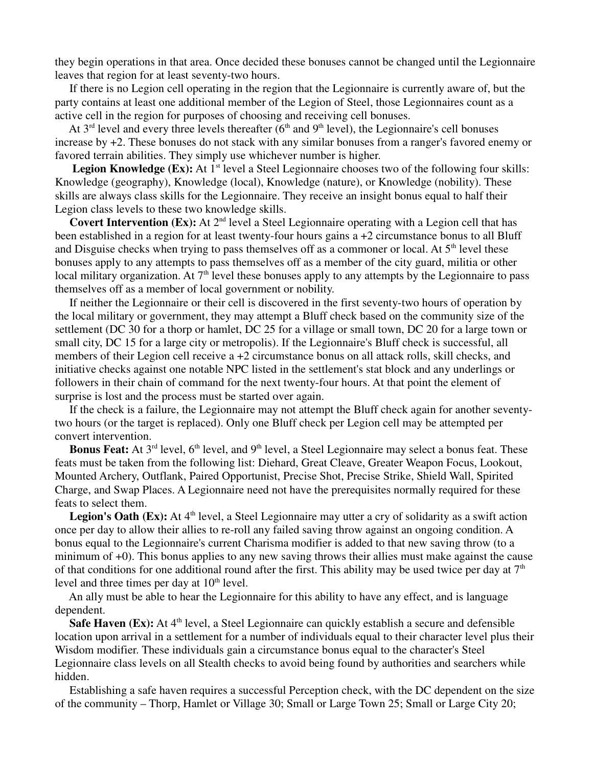they begin operations in that area. Once decided these bonuses cannot be changed until the Legionnaire leaves that region for at least seventy-two hours.

If there is no Legion cell operating in the region that the Legionnaire is currently aware of, but the party contains at least one additional member of the Legion of Steel, those Legionnaires count as a active cell in the region for purposes of choosing and receiving cell bonuses.

At 3rd level and every three levels thereafter (6th and 9th level), the Legionnaire's cell bonuses increase by +2. These bonuses do not stack with any similar bonuses from a ranger's favored enemy or favored terrain abilities. They simply use whichever number is higher.

**Legion Knowledge (Ex):** At 1st level a Steel Legionnaire chooses two of the following four skills: Knowledge (geography), Knowledge (local), Knowledge (nature), or Knowledge (nobility). These skills are always class skills for the Legionnaire. They receive an insight bonus equal to half their Legion class levels to these two knowledge skills.

**Covert Intervention (Ex):** At 2nd level a Steel Legionnaire operating with a Legion cell that has been established in a region for at least twenty-four hours gains a +2 circumstance bonus to all Bluff and Disguise checks when trying to pass themselves off as a commoner or local. At 5th level these bonuses apply to any attempts to pass themselves off as a member of the city guard, militia or other local military organization. At 7th level these bonuses apply to any attempts by the Legionnaire to pass themselves off as a member of local government or nobility.

If neither the Legionnaire or their cell is discovered in the first seventy-two hours of operation by the local military or government, they may attempt a Bluff check based on the community size of the settlement (DC 30 for a thorp or hamlet, DC 25 for a village or small town, DC 20 for a large town or small city, DC 15 for a large city or metropolis). If the Legionnaire's Bluff check is successful, all members of their Legion cell receive a +2 circumstance bonus on all attack rolls, skill checks, and initiative checks against one notable NPC listed in the settlement's stat block and any underlings or followers in their chain of command for the next twenty-four hours. At that point the element of surprise is lost and the process must be started over again.

If the check is a failure, the Legionnaire may not attempt the Bluff check again for another seventy-two hours (or the target is replaced). Only one Bluff check per Legion cell may be attempted per convert intervention.

**Bonus Feat:** At 3rd level, 6th level, and 9th level, a Steel Legionnaire may select a bonus feat. These feats must be taken from the following list: Diehard, Great Cleave, Greater Weapon Focus, Lookout, Mounted Archery, Outflank, Paired Opportunist, Precise Shot, Precise Strike, Shield Wall, Spirited Charge, and Swap Places. A Legionnaire need not have the prerequisites normally required for these feats to select them.

**Legion's Oath (Ex):** At 4th level, a Steel Legionnaire may utter a cry of solidarity as a swift action once per day to allow their allies to re-roll any failed saving throw against an ongoing condition. A bonus equal to the Legionnaire's current Charisma modifier is added to that new saving throw (to a minimum of +0). This bonus applies to any new saving throws their allies must make against the cause of that conditions for one additional round after the first. This ability may be used twice per day at 7th level and three times per day at 10th level.

An ally must be able to hear the Legionnaire for this ability to have any effect, and is language dependent.

**Safe Haven (Ex):** At 4th level, a Steel Legionnaire can quickly establish a secure and defensible location upon arrival in a settlement for a number of individuals equal to their character level plus their Wisdom modifier. These individuals gain a circumstance bonus equal to the character's Steel Legionnaire class levels on all Stealth checks to avoid being found by authorities and searchers while hidden.

Establishing a safe haven requires a successful Perception check, with the DC dependent on the size of the community – Thorp, Hamlet or Village 30; Small or Large Town 25; Small or Large City 20;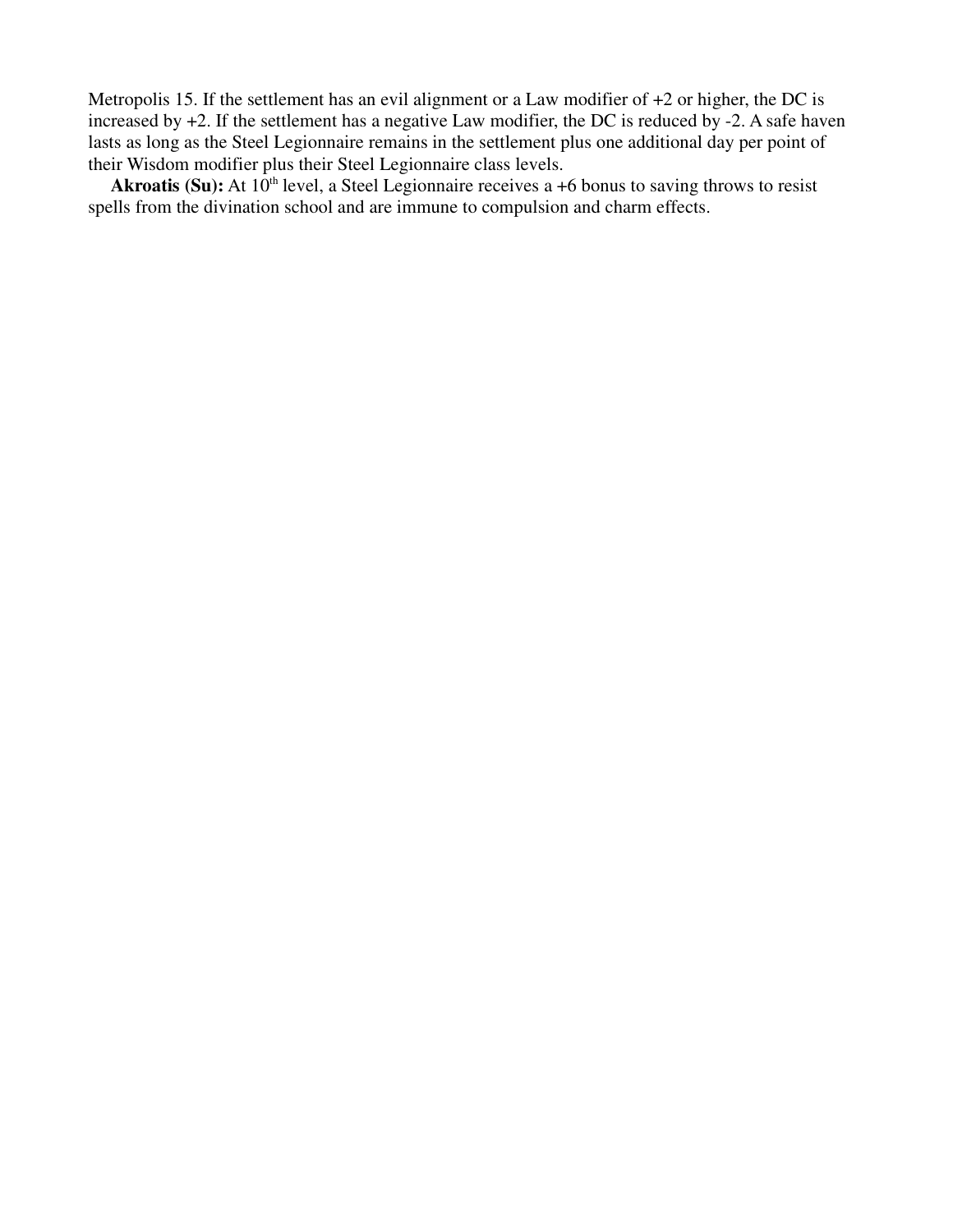Metropolis 15. If the settlement has an evil alignment or a Law modifier of +2 or higher, the DC is increased by +2. If the settlement has a negative Law modifier, the DC is reduced by -2. A safe haven lasts as long as the Steel Legionnaire remains in the settlement plus one additional day per point of their Wisdom modifier plus their Steel Legionnaire class levels.

**Akroatis (Su):** At 10th level, a Steel Legionnaire receives a +6 bonus to saving throws to resist spells from the divination school and are immune to compulsion and charm effects.